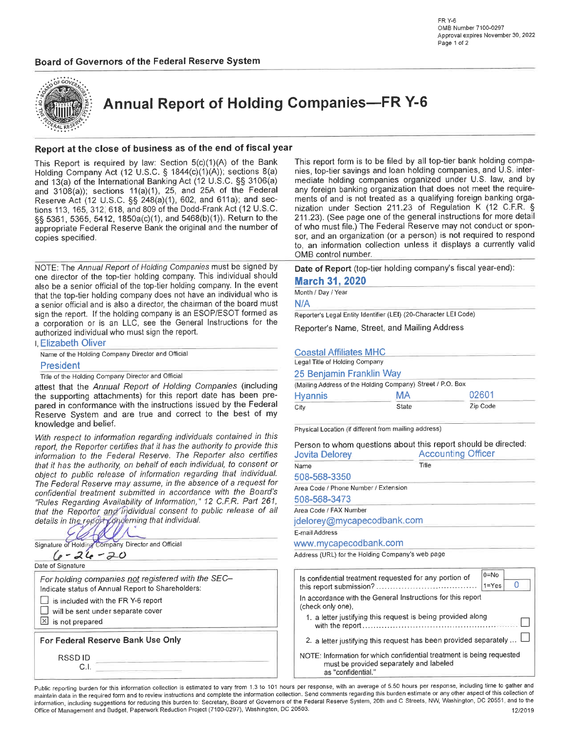FR Y-6
OMB Number 7100-0297
Approval expires November 30, 2022

**Board of Governors of the Federal Reserve System**

# Annual Report of Holding Companies—FR Y-6

## Report at the close of business as of the end of fiscal year

This Report is required by law: Section 5(c)(1)(A) of the Bank Holding Company Act (12 U.S.C. § 1844(c)(1)(A)); sections 8(a) and 13(a) of the International Banking Act (12 U.S.C. §§ 3106(a) and 3108(a)); sections 11(a)(1), 25, and 25A of the Federal Reserve Act (12 U.S.C. §§ 248(a)(1), 602, and 611a); and sections 113, 165, 312, 618, and 809 of the Dodd-Frank Act (12 U.S.C. §§ 5361, 5365, 5412, 1850a(c)(1), and 5468(b)(1)). Return to the appropriate Federal Reserve Bank the original and the number of copies specified.

This report form is to be filed by all top-tier bank holding companies, top-tier savings and loan holding companies, and U.S. intermediate holding companies organized under U.S. law, and by any foreign banking organization that does not meet the requirements of and is not treated as a qualifying foreign banking organization under Section 211.23 of Regulation K (12 C.F.R. § 211.23). (See page one of the general instructions for more detail of who must file.) The Federal Reserve may not conduct or sponsor, and an organization (or a person) is not required to respond to, an information collection unless it displays a currently valid OMB control number.

NOTE: The *Annual Report of Holding Companies* must be signed by one director of the top-tier holding company. This individual should also be a senior official of the top-tier holding company. In the event that the top-tier holding company does not have an individual who is a senior official and is also a director, the chairman of the board must sign the report. If the holding company is an ESOP/ESOT formed as a corporation or is an LLC, see the General Instructions for the authorized individual who must sign the report.

I, Elizabeth Oliver
Name of the Holding Company Director and Official

President
Title of the Holding Company Director and Official

attest that the *Annual Report of Holding Companies* (including the supporting attachments) for this report date has been prepared in conformance with the instructions issued by the Federal Reserve System and are true and correct to the best of my knowledge and belief.

*With respect to information regarding individuals contained in this report, the Reporter certifies that it has the authority to provide this information to the Federal Reserve. The Reporter also certifies that it has the authority, on behalf of each individual, to consent or object to public release of information regarding that individual. The Federal Reserve may assume, in the absence of a request for confidential treatment submitted in accordance with the Board's "Rules Regarding Availability of Information," 12 C.F.R. Part 261, that the Reporter and individual consent to public release of all details in the report concerning that individual.*

[Signature]
Signature of Holding Company Director and Official

6-26-20
Date of Signature

*For holding companies not registered with the SEC–*
Indicate status of Annual Report to Shareholders:

- ☐ is included with the FR Y-6 report
- ☐ will be sent under separate cover
- ☒ is not prepared

**For Federal Reserve Bank Use Only**

RSSD ID
C.I.

**Date of Report** (top-tier holding company's fiscal year-end):
**March 31, 2020**
Month / Day / Year

N/A
Reporter's Legal Entity Identifier (LEI) (20-Character LEI Code)

Reporter's Name, Street, and Mailing Address

Coastal Affiliates MHC
Legal Title of Holding Company

25 Benjamin Franklin Way
(Mailing Address of the Holding Company) Street / P.O. Box

| Hyannis | MA | 02601 |
|---|---|---|
| City | State | Zip Code |

Physical Location (if different from mailing address)

Person to whom questions about this report should be directed:

| Jovita Delorey | Accounting Officer |
|---|---|
| Name | Title |

508-568-3350
Area Code / Phone Number / Extension

508-568-3473
Area Code / FAX Number

jdelorey@mycapecodbank.com
E-mail Address

www.mycapecodbank.com
Address (URL) for the Holding Company's web page

Is confidential treatment requested for any portion of this report submission? (0=No, 1=Yes) **0**

In accordance with the General Instructions for this report (check only one),

1. a letter justifying this request is being provided along with the report ☐
2. a letter justifying this request has been provided separately ... ☐

NOTE: Information for which confidential treatment is being requested must be provided separately and labeled as "confidential."

Public reporting burden for this information collection is estimated to vary from 1.3 to 101 hours per response, with an average of 5.50 hours per response, including time to gather and maintain data in the required form and to review instructions and complete the information collection. Send comments regarding this burden estimate or any other aspect of this collection of information, including suggestions for reducing this burden to: Secretary, Board of Governors of the Federal Reserve System, 20th and C Streets, NW, Washington, DC 20551, and to the Office of Management and Budget, Paperwork Reduction Project (7100-0297), Washington, DC 20503.

12/2019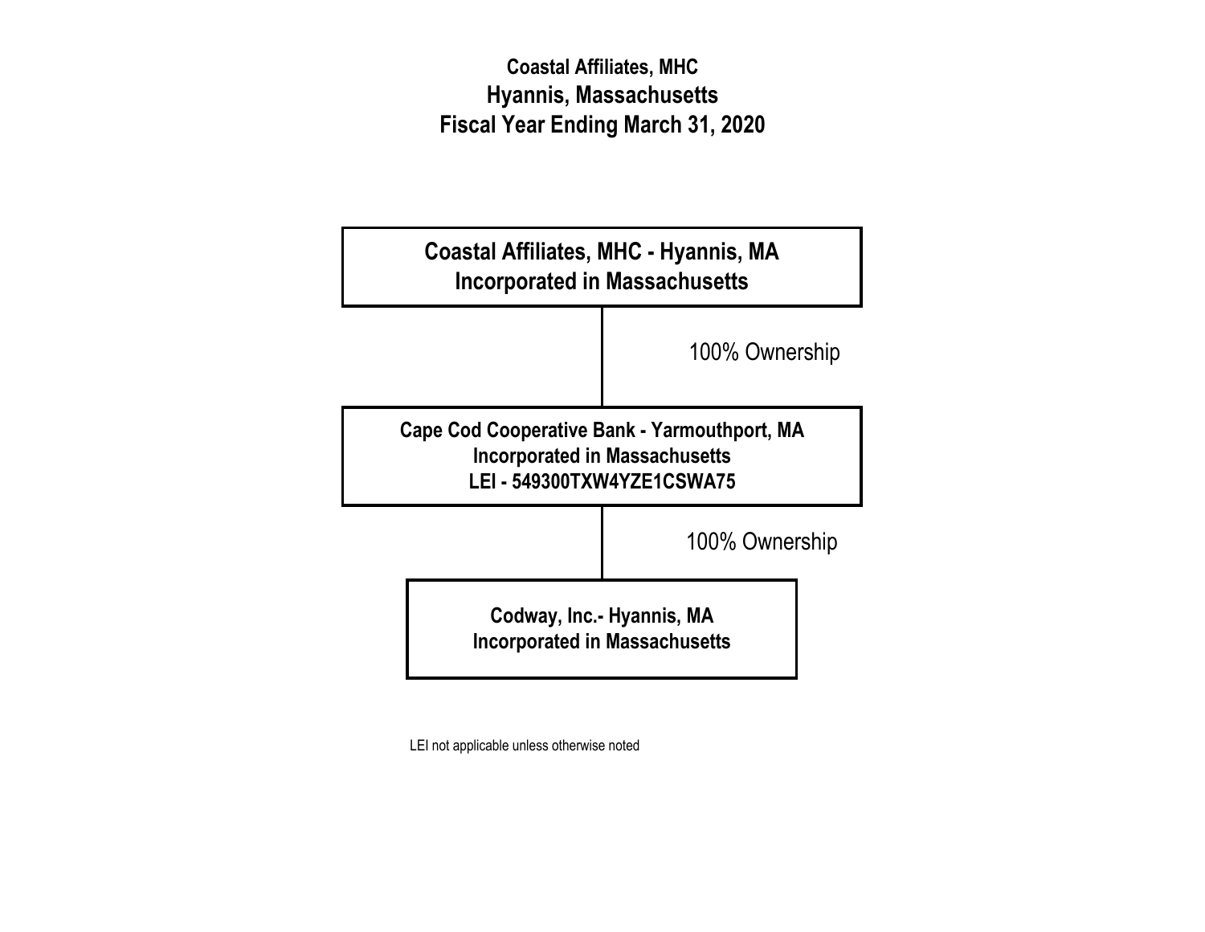# Coastal Affiliates, MHC
## Hyannis, Massachusetts
## Fiscal Year Ending March 31, 2020

**Coastal Affiliates, MHC - Hyannis, MA**
**Incorporated in Massachusetts**

100% Ownership

**Cape Cod Cooperative Bank - Yarmouthport, MA**
**Incorporated in Massachusetts**
**LEI - 549300TXW4YZE1CSWA75**

100% Ownership

**Codway, Inc.- Hyannis, MA**
**Incorporated in Massachusetts**

LEI not applicable unless otherwise noted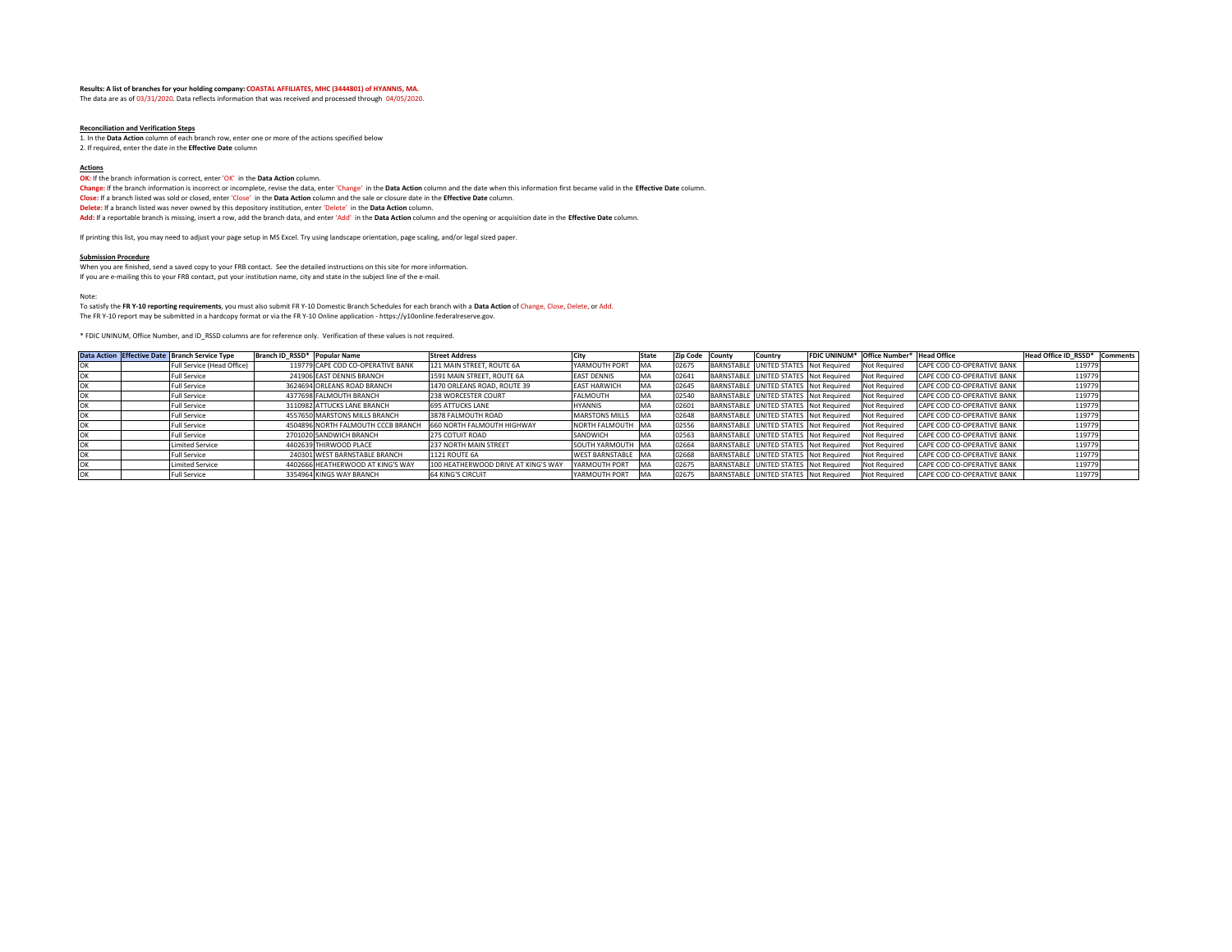**Results: A list of branches for your holding company: COASTAL AFFILIATES, MHC (3444801) of HYANNIS, MA.**

The data are as of 03/31/2020. Data reflects information that was received and processed through 04/05/2020.

**Reconciliation and Verification Steps**

1. In the **Data Action** column of each branch row, enter one or more of the actions specified below
2. If required, enter the date in the **Effective Date** column

**Actions**

**OK:** If the branch information is correct, enter 'OK' in the **Data Action** column.

**Change:** If the branch information is incorrect or incomplete, revise the data, enter 'Change' in the **Data Action** column and the date when this information first became valid in the **Effective Date** column.

**Close:** If a branch listed was sold or closed, enter 'Close' in the **Data Action** column and the sale or closure date in the **Effective Date** column.

**Delete:** If a branch listed was never owned by this depository institution, enter 'Delete' in the **Data Action** column.

**Add:** If a reportable branch is missing, insert a row, add the branch data, and enter 'Add' in the **Data Action** column and the opening or acquisition date in the **Effective Date** column.

If printing this list, you may need to adjust your page setup in MS Excel. Try using landscape orientation, page scaling, and/or legal sized paper.

**Submission Procedure**

When you are finished, send a saved copy to your FRB contact. See the detailed instructions on this site for more information.

If you are e-mailing this to your FRB contact, put your institution name, city and state in the subject line of the e-mail.

Note:

To satisfy the **FR Y-10 reporting requirements**, you must also submit FR Y-10 Domestic Branch Schedules for each branch with a **Data Action** of Change, Close, Delete, or Add.

The FR Y-10 report may be submitted in a hardcopy format or via the FR Y-10 Online application - https://y10online.federalreserve.gov.

* FDIC UNINUM, Office Number, and ID_RSSD columns are for reference only. Verification of these values is not required.

| Data Action | Effective Date | Branch Service Type | Branch ID_RSSD* | Popular Name | Street Address | City | State | Zip Code | County | Country | FDIC UNINUM* | Office Number* | Head Office | Head Office ID_RSSD* | Comments |
|---|---|---|---|---|---|---|---|---|---|---|---|---|---|---|---|
| OK | | Full Service (Head Office) | 119779 | CAPE COD CO-OPERATIVE BANK | 121 MAIN STREET, ROUTE 6A | YARMOUTH PORT | MA | 02675 | BARNSTABLE | UNITED STATES | Not Required | Not Required | CAPE COD CO-OPERATIVE BANK | 119779 | |
| OK | | Full Service | 241906 | EAST DENNIS BRANCH | 1591 MAIN STREET, ROUTE 6A | EAST DENNIS | MA | 02641 | BARNSTABLE | UNITED STATES | Not Required | Not Required | CAPE COD CO-OPERATIVE BANK | 119779 | |
| OK | | Full Service | 3624694 | ORLEANS ROAD BRANCH | 1470 ORLEANS ROAD, ROUTE 39 | EAST HARWICH | MA | 02645 | BARNSTABLE | UNITED STATES | Not Required | Not Required | CAPE COD CO-OPERATIVE BANK | 119779 | |
| OK | | Full Service | 4377698 | FALMOUTH BRANCH | 238 WORCESTER COURT | FALMOUTH | MA | 02540 | BARNSTABLE | UNITED STATES | Not Required | Not Required | CAPE COD CO-OPERATIVE BANK | 119779 | |
| OK | | Full Service | 3110982 | ATTUCKS LANE BRANCH | 695 ATTUCKS LANE | HYANNIS | MA | 02601 | BARNSTABLE | UNITED STATES | Not Required | Not Required | CAPE COD CO-OPERATIVE BANK | 119779 | |
| OK | | Full Service | 4557650 | MARSTONS MILLS BRANCH | 3878 FALMOUTH ROAD | MARSTONS MILLS | MA | 02648 | BARNSTABLE | UNITED STATES | Not Required | Not Required | CAPE COD CO-OPERATIVE BANK | 119779 | |
| OK | | Full Service | 4504896 | NORTH FALMOUTH CCCB BRANCH | 660 NORTH FALMOUTH HIGHWAY | NORTH FALMOUTH | MA | 02556 | BARNSTABLE | UNITED STATES | Not Required | Not Required | CAPE COD CO-OPERATIVE BANK | 119779 | |
| OK | | Full Service | 2701020 | SANDWICH BRANCH | 275 COTUIT ROAD | SANDWICH | MA | 02563 | BARNSTABLE | UNITED STATES | Not Required | Not Required | CAPE COD CO-OPERATIVE BANK | 119779 | |
| OK | | Limited Service | 4402639 | THIRWOOD PLACE | 237 NORTH MAIN STREET | SOUTH YARMOUTH | MA | 02664 | BARNSTABLE | UNITED STATES | Not Required | Not Required | CAPE COD CO-OPERATIVE BANK | 119779 | |
| OK | | Full Service | 240301 | WEST BARNSTABLE BRANCH | 1121 ROUTE 6A | WEST BARNSTABLE | MA | 02668 | BARNSTABLE | UNITED STATES | Not Required | Not Required | CAPE COD CO-OPERATIVE BANK | 119779 | |
| OK | | Limited Service | 4402666 | HEATHERWOOD AT KING'S WAY | 100 HEATHERWOOD DRIVE AT KING'S WAY | YARMOUTH PORT | MA | 02675 | BARNSTABLE | UNITED STATES | Not Required | Not Required | CAPE COD CO-OPERATIVE BANK | 119779 | |
| OK | | Full Service | 3354964 | KINGS WAY BRANCH | 64 KING'S CIRCUIT | YARMOUTH PORT | MA | 02675 | BARNSTABLE | UNITED STATES | Not Required | Not Required | CAPE COD CO-OPERATIVE BANK | 119779 | |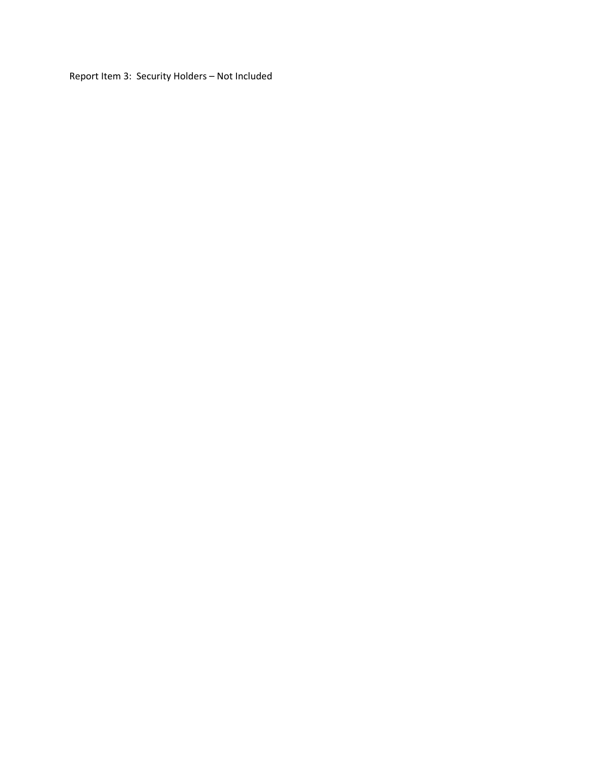Report Item 3: Security Holders – Not Included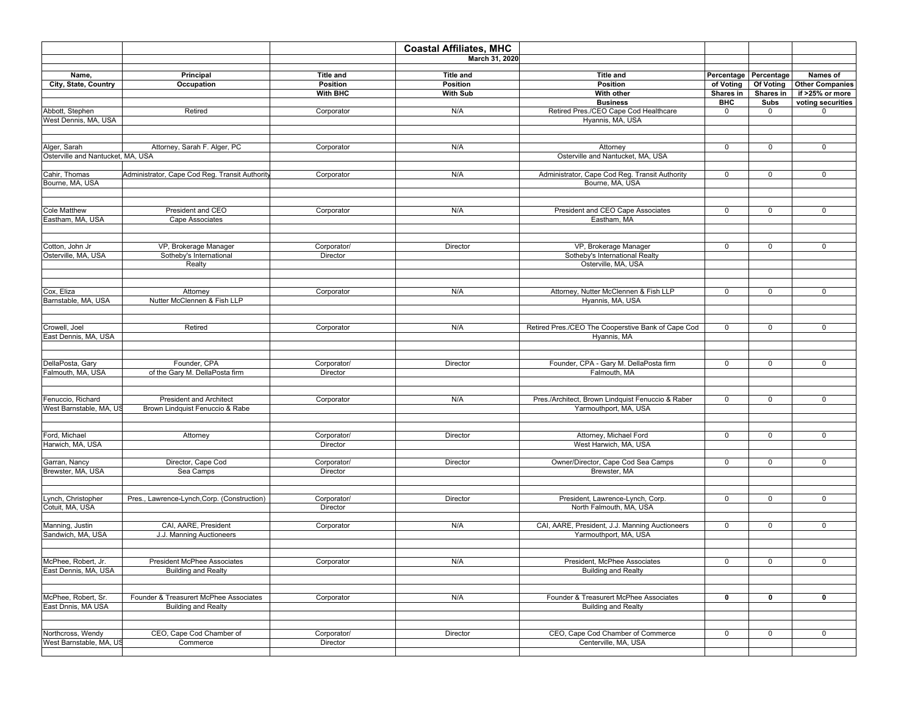# Coastal Affiliates, MHC

**March 31, 2020**

| Name, City, State, Country | Principal Occupation | Title and Position With BHC | Title and Position With Sub | Title and Position With other Business | Percentage of Voting Shares in BHC | Percentage Of Voting Shares in Subs | Names of Other Companies if >25% or more voting securities |
|---|---|---|---|---|---|---|---|
| Abbott, Stephen<br>West Dennis, MA, USA | Retired | Corporator | N/A | Retired Pres./CEO Cape Cod Healthcare<br>Hyannis, MA, USA | 0 | 0 | 0 |
| Alger, Sarah<br>Osterville and Nantucket, MA, USA | Attorney, Sarah F. Alger, PC | Corporator | N/A | Attorney<br>Osterville and Nantucket, MA, USA | 0 | 0 | 0 |
| Cahir, Thomas<br>Bourne, MA, USA | Administrator, Cape Cod Reg. Transit Authority | Corporator | N/A | Administrator, Cape Cod Reg. Transit Authority<br>Bourne, MA, USA | 0 | 0 | 0 |
| Cole Matthew<br>Eastham, MA, USA | President and CEO<br>Cape Associates | Corporator | N/A | President and CEO Cape Associates<br>Eastham, MA | 0 | 0 | 0 |
| Cotton, John Jr<br>Osterville, MA, USA | VP, Brokerage Manager<br>Sotheby's International<br>Realty | Corporator/<br>Director | Director | VP, Brokerage Manager<br>Sotheby's International Realty<br>Osterville, MA, USA | 0 | 0 | 0 |
| Cox, Eliza<br>Barnstable, MA, USA | Attorney<br>Nutter McClennen & Fish LLP | Corporator | N/A | Attorney, Nutter McClennen & Fish LLP<br>Hyannis, MA, USA | 0 | 0 | 0 |
| Crowell, Joel<br>East Dennis, MA, USA | Retired | Corporator | N/A | Retired Pres./CEO The Cooperstive Bank of Cape Cod<br>Hyannis, MA | 0 | 0 | 0 |
| DellaPosta, Gary<br>Falmouth, MA, USA | Founder, CPA<br>of the Gary M. DellaPosta firm | Corporator/<br>Director | Director | Founder, CPA - Gary M. DellaPosta firm<br>Falmouth, MA | 0 | 0 | 0 |
| Fenuccio, Richard<br>West Barnstable, MA, US | President and Architect<br>Brown Lindquist Fenuccio & Rabe | Corporator | N/A | Pres./Architect, Brown Lindquist Fenuccio & Raber<br>Yarmouthport, MA, USA | 0 | 0 | 0 |
| Ford, Michael<br>Harwich, MA, USA | Attorney | Corporator/<br>Director | Director | Attorney, Michael Ford<br>West Harwich, MA, USA | 0 | 0 | 0 |
| Garran, Nancy<br>Brewster, MA, USA | Director, Cape Cod<br>Sea Camps | Corporator/<br>Director | Director | Owner/Director, Cape Cod Sea Camps<br>Brewster, MA | 0 | 0 | 0 |
| Lynch, Christopher<br>Cotuit, MA, USA | Pres., Lawrence-Lynch,Corp. (Construction) | Corporator/<br>Director | Director | President, Lawrence-Lynch, Corp.<br>North Falmouth, MA, USA | 0 | 0 | 0 |
| Manning, Justin<br>Sandwich, MA, USA | CAI, AARE, President<br>J.J. Manning Auctioneers | Corporator | N/A | CAI, AARE, President, J.J. Manning Auctioneers<br>Yarmouthport, MA, USA | 0 | 0 | 0 |
| McPhee, Robert, Jr.<br>East Dennis, MA, USA | President McPhee Associates<br>Building and Realty | Corporator | N/A | President, McPhee Associates<br>Building and Realty | 0 | 0 | 0 |
| McPhee, Robert, Sr.<br>East Dnnis, MA USA | Founder & Treasurert McPhee Associates<br>Building and Realty | Corporator | N/A | Founder & Treasurert McPhee Associates<br>Building and Realty | **0** | **0** | **0** |
| Northcross, Wendy<br>West Barnstable, MA, US | CEO, Cape Cod Chamber of<br>Commerce | Corporator/<br>Director | Director | CEO, Cape Cod Chamber of Commerce<br>Centerville, MA, USA | 0 | 0 | 0 |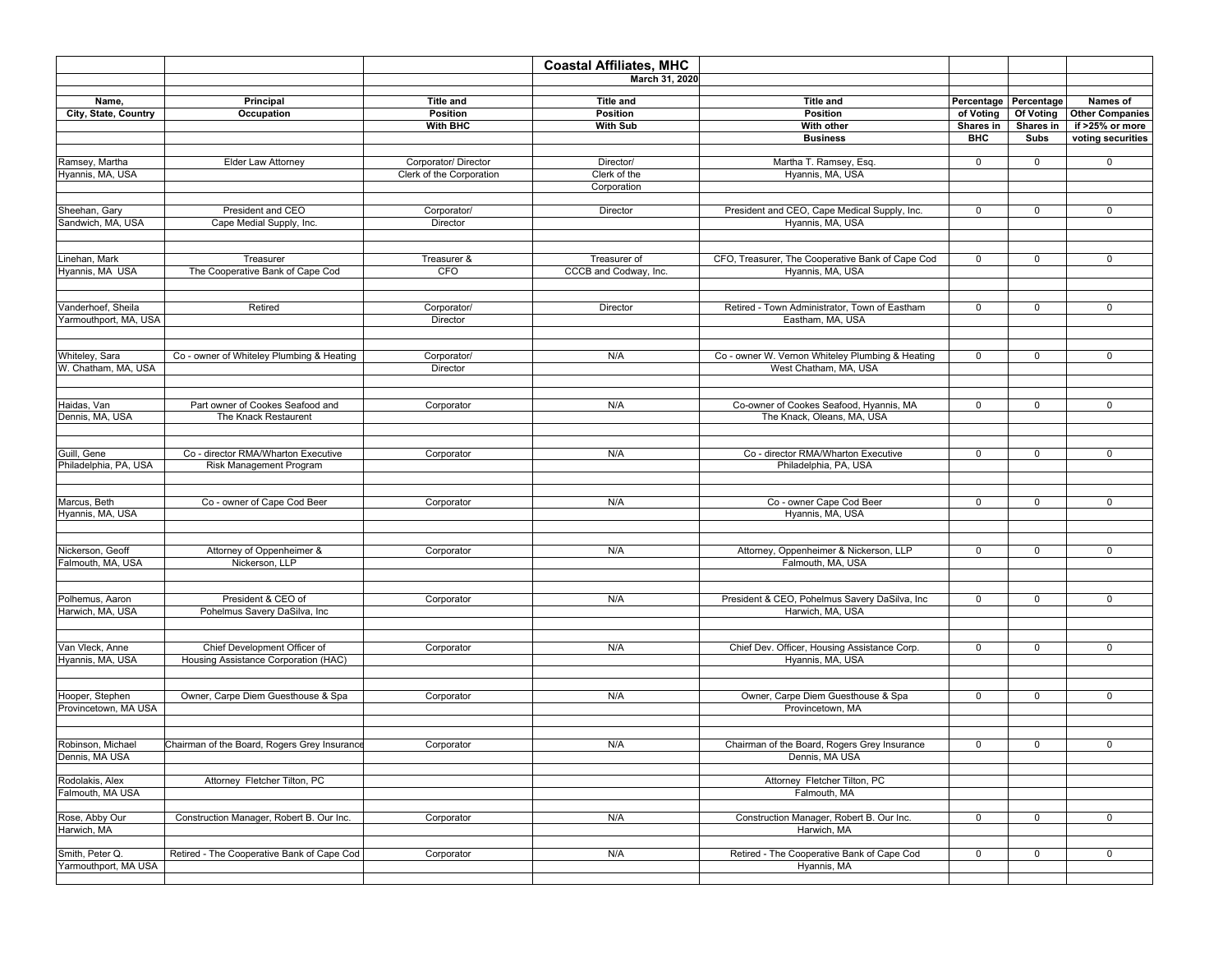# Coastal Affiliates, MHC

**March 31, 2020**

| Name, City, State, Country | Principal Occupation | Title and Position With BHC | Title and Position With Sub | Title and Position With other Business | Percentage of Voting Shares in BHC | Percentage Of Voting Shares in Subs | Names of Other Companies if >25% or more voting securities |
|---|---|---|---|---|---|---|---|
| Ramsey, Martha<br>Hyannis, MA, USA | Elder Law Attorney | Corporator/ Director<br>Clerk of the Corporation | Director/<br>Clerk of the Corporation | Martha T. Ramsey, Esq.<br>Hyannis, MA, USA | 0 | 0 | 0 |
| Sheehan, Gary<br>Sandwich, MA, USA | President and CEO<br>Cape Medial Supply, Inc. | Corporator/<br>Director | Director | President and CEO, Cape Medical Supply, Inc.<br>Hyannis, MA, USA | 0 | 0 | 0 |
| Linehan, Mark<br>Hyannis, MA USA | Treasurer<br>The Cooperative Bank of Cape Cod | Treasurer &<br>CFO | Treasurer of<br>CCCB and Codway, Inc. | CFO, Treasurer, The Cooperative Bank of Cape Cod<br>Hyannis, MA, USA | 0 | 0 | 0 |
| Vanderhoef, Sheila<br>Yarmouthport, MA, USA | Retired | Corporator/<br>Director | Director | Retired - Town Administrator, Town of Eastham<br>Eastham, MA, USA | 0 | 0 | 0 |
| Whiteley, Sara<br>W. Chatham, MA, USA | Co - owner of Whiteley Plumbing & Heating | Corporator/<br>Director | N/A | Co - owner W. Vernon Whiteley Plumbing & Heating<br>West Chatham, MA, USA | 0 | 0 | 0 |
| Haidas, Van<br>Dennis, MA, USA | Part owner of Cookes Seafood and<br>The Knack Restaurent | Corporator | N/A | Co-owner of Cookes Seafood, Hyannis, MA<br>The Knack, Oleans, MA, USA | 0 | 0 | 0 |
| Guill, Gene<br>Philadelphia, PA, USA | Co - director RMA/Wharton Executive<br>Risk Management Program | Corporator | N/A | Co - director RMA/Wharton Executive<br>Philadelphia, PA, USA | 0 | 0 | 0 |
| Marcus, Beth<br>Hyannis, MA, USA | Co - owner of Cape Cod Beer | Corporator | N/A | Co - owner Cape Cod Beer<br>Hyannis, MA, USA | 0 | 0 | 0 |
| Nickerson, Geoff<br>Falmouth, MA, USA | Attorney of Oppenheimer &<br>Nickerson, LLP | Corporator | N/A | Attorney, Oppenheimer & Nickerson, LLP<br>Falmouth, MA, USA | 0 | 0 | 0 |
| Polhemus, Aaron<br>Harwich, MA, USA | President & CEO of<br>Pohelmus Savery DaSilva, Inc | Corporator | N/A | President & CEO, Pohelmus Savery DaSilva, Inc<br>Harwich, MA, USA | 0 | 0 | 0 |
| Van Vleck, Anne<br>Hyannis, MA, USA | Chief Development Officer of<br>Housing Assistance Corporation (HAC) | Corporator | N/A | Chief Dev. Officer, Housing Assistance Corp.<br>Hyannis, MA, USA | 0 | 0 | 0 |
| Hooper, Stephen<br>Provincetown, MA USA | Owner, Carpe Diem Guesthouse & Spa | Corporator | N/A | Owner, Carpe Diem Guesthouse & Spa<br>Provincetown, MA | 0 | 0 | 0 |
| Robinson, Michael<br>Dennis, MA USA | Chairman of the Board, Rogers Grey Insurance | Corporator | N/A | Chairman of the Board, Rogers Grey Insurance<br>Dennis, MA USA | 0 | 0 | 0 |
| Rodolakis, Alex<br>Falmouth, MA USA | Attorney Fletcher Tilton, PC | | | Attorney Fletcher Tilton, PC<br>Falmouth, MA | | | |
| Rose, Abby Our<br>Harwich, MA | Construction Manager, Robert B. Our Inc. | Corporator | N/A | Construction Manager, Robert B. Our Inc.<br>Harwich, MA | 0 | 0 | 0 |
| Smith, Peter Q.<br>Yarmouthport, MA USA | Retired - The Cooperative Bank of Cape Cod | Corporator | N/A | Retired - The Cooperative Bank of Cape Cod<br>Hyannis, MA | 0 | 0 | 0 |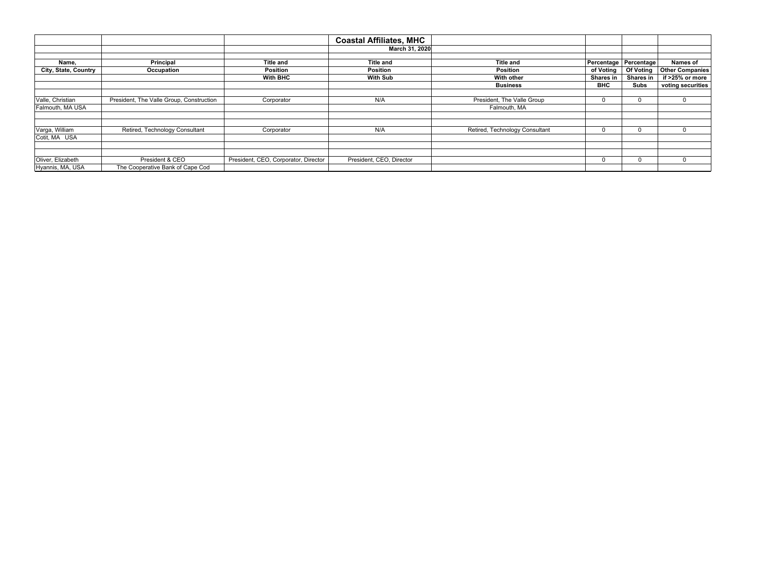| | | | Coastal Affiliates, MHC | | | | |
|---|---|---|---|---|---|---|---|
| | | | March 31, 2020 | | | | |
| Name, City, State, Country | Principal Occupation | Title and Position With BHC | Title and Position With Sub | Title and Position With other Business | Percentage of Voting Shares in BHC | Percentage Of Voting Shares in Subs | Names of Other Companies if >25% or more voting securities |
| Valle, Christian | President, The Valle Group, Construction | Corporator | N/A | President, The Valle Group | 0 | 0 | 0 |
| Falmouth, MA USA | | | | Falmouth, MA | | | |
| Varga, William | Retired, Technology Consultant | Corporator | N/A | Retired, Technology Consultant | 0 | 0 | 0 |
| Cotit, MA USA | | | | | | | |
| Oliver, Elizabeth | President & CEO | President, CEO, Corporator, Director | President, CEO, Director | | 0 | 0 | 0 |
| Hyannis, MA, USA | The Cooperative Bank of Cape Cod | | | | | | |